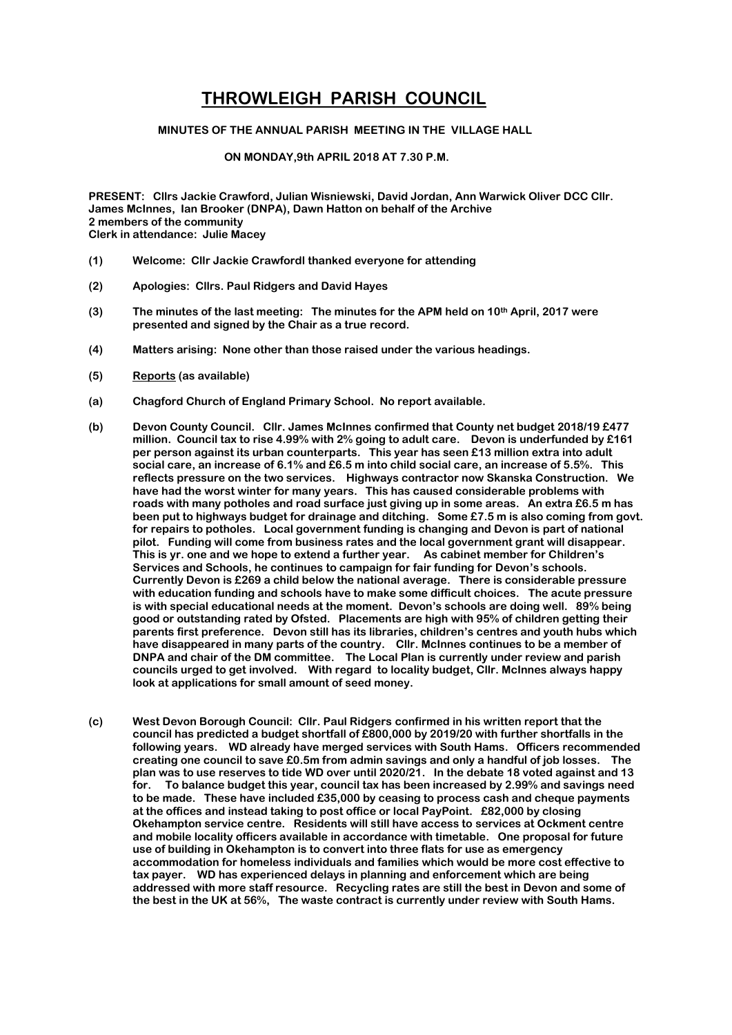# THROWLEIGH PARISH COUNCIL

**MINUTES OF THE ANNUAL PARISH MEETING IN THE VILLAGE HALL**

**ON MONDAY,9th APRIL 2018 AT 7.30 P.M.**

**PRESENT: Cllrs Jackie Crawford, Julian Wisniewski, David Jordan, Ann Warwick Oliver DCC Cllr. James McInnes, Ian Brooker (DNPA), Dawn Hatton on behalf of the Archive**
**2 members of the community**
**Clerk in attendance: Julie Macey**

**(1) Welcome: Cllr Jackie Crawfordl thanked everyone for attending**

**(2) Apologies: Cllrs. Paul Ridgers and David Hayes**

**(3) The minutes of the last meeting: The minutes for the APM held on 10th April, 2017 were presented and signed by the Chair as a true record.**

**(4) Matters arising: None other than those raised under the various headings.**

**(5) Reports (as available)**

**(a) Chagford Church of England Primary School. No report available.**

**(b) Devon County Council. Cllr. James McInnes confirmed that County net budget 2018/19 £477 million. Council tax to rise 4.99% with 2% going to adult care. Devon is underfunded by £161 per person against its urban counterparts. This year has seen £13 million extra into adult social care, an increase of 6.1% and £6.5 m into child social care, an increase of 5.5%. This reflects pressure on the two services. Highways contractor now Skanska Construction. We have had the worst winter for many years. This has caused considerable problems with roads with many potholes and road surface just giving up in some areas. An extra £6.5 m has been put to highways budget for drainage and ditching. Some £7.5 m is also coming from govt. for repairs to potholes. Local government funding is changing and Devon is part of national pilot. Funding will come from business rates and the local government grant will disappear. This is yr. one and we hope to extend a further year. As cabinet member for Children's Services and Schools, he continues to campaign for fair funding for Devon's schools. Currently Devon is £269 a child below the national average. There is considerable pressure with education funding and schools have to make some difficult choices. The acute pressure is with special educational needs at the moment. Devon's schools are doing well. 89% being good or outstanding rated by Ofsted. Placements are high with 95% of children getting their parents first preference. Devon still has its libraries, children's centres and youth hubs which have disappeared in many parts of the country. Cllr. McInnes continues to be a member of DNPA and chair of the DM committee. The Local Plan is currently under review and parish councils urged to get involved. With regard to locality budget, Cllr. McInnes always happy look at applications for small amount of seed money.**

**(c) West Devon Borough Council: Cllr. Paul Ridgers confirmed in his written report that the council has predicted a budget shortfall of £800,000 by 2019/20 with further shortfalls in the following years. WD already have merged services with South Hams. Officers recommended creating one council to save £0.5m from admin savings and only a handful of job losses. The plan was to use reserves to tide WD over until 2020/21. In the debate 18 voted against and 13 for. To balance budget this year, council tax has been increased by 2.99% and savings need to be made. These have included £35,000 by ceasing to process cash and cheque payments at the offices and instead taking to post office or local PayPoint. £82,000 by closing Okehampton service centre. Residents will still have access to services at Ockment centre and mobile locality officers available in accordance with timetable. One proposal for future use of building in Okehampton is to convert into three flats for use as emergency accommodation for homeless individuals and families which would be more cost effective to tax payer. WD has experienced delays in planning and enforcement which are being addressed with more staff resource. Recycling rates are still the best in Devon and some of the best in the UK at 56%, The waste contract is currently under review with South Hams.**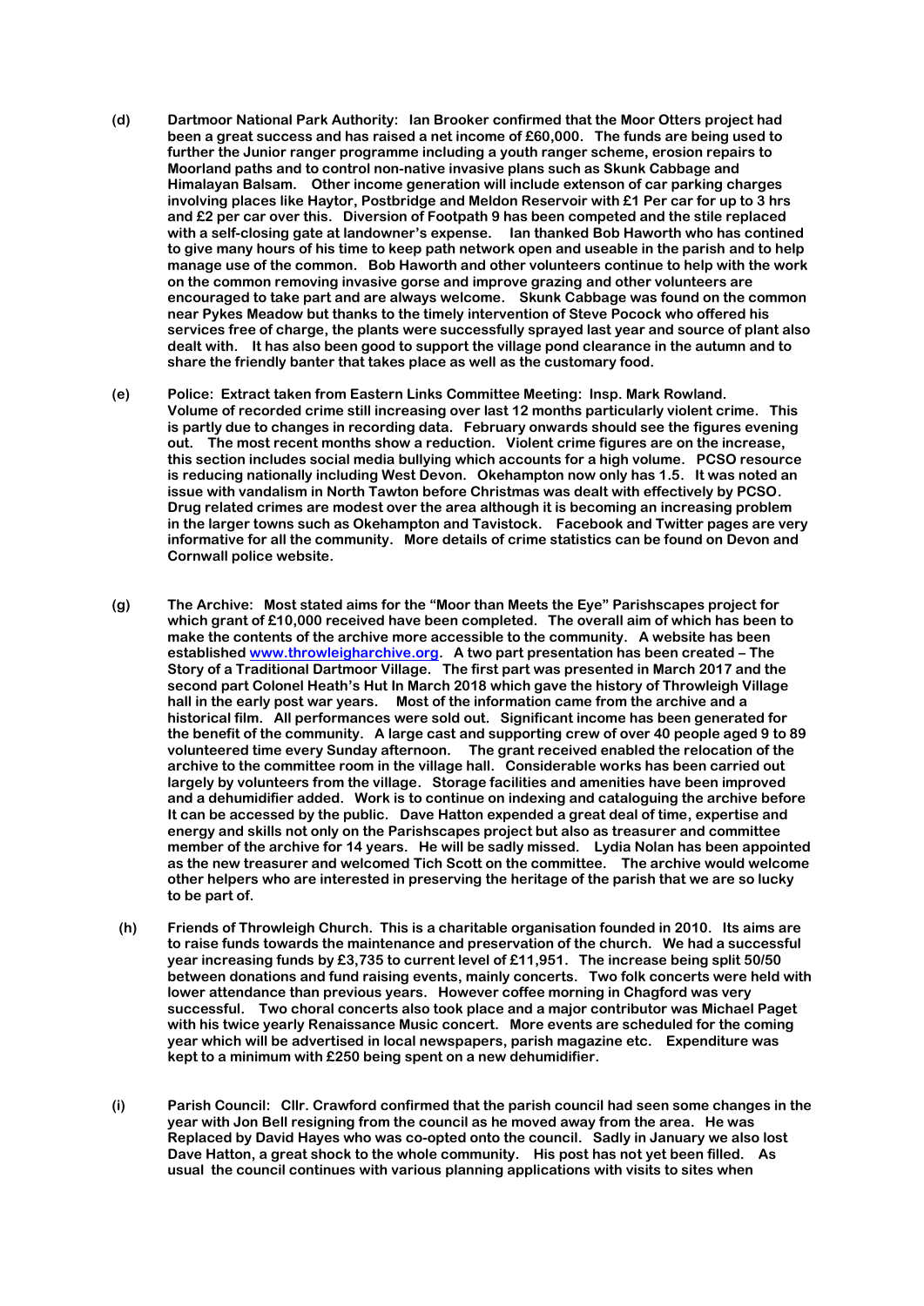**(d)** **Dartmoor National Park Authority: Ian Brooker confirmed that the Moor Otters project had been a great success and has raised a net income of £60,000. The funds are being used to further the Junior ranger programme including a youth ranger scheme, erosion repairs to Moorland paths and to control non-native invasive plans such as Skunk Cabbage and Himalayan Balsam. Other income generation will include extenson of car parking charges involving places like Haytor, Postbridge and Meldon Reservoir with £1 Per car for up to 3 hrs and £2 per car over this. Diversion of Footpath 9 has been competed and the stile replaced with a self-closing gate at landowner's expense. Ian thanked Bob Haworth who has contined to give many hours of his time to keep path network open and useable in the parish and to help manage use of the common. Bob Haworth and other volunteers continue to help with the work on the common removing invasive gorse and improve grazing and other volunteers are encouraged to take part and are always welcome. Skunk Cabbage was found on the common near Pykes Meadow but thanks to the timely intervention of Steve Pocock who offered his services free of charge, the plants were successfully sprayed last year and source of plant also dealt with. It has also been good to support the village pond clearance in the autumn and to share the friendly banter that takes place as well as the customary food.**

**(e)** **Police: Extract taken from Eastern Links Committee Meeting: Insp. Mark Rowland. Volume of recorded crime still increasing over last 12 months particularly violent crime. This is partly due to changes in recording data. February onwards should see the figures evening out. The most recent months show a reduction. Violent crime figures are on the increase, this section includes social media bullying which accounts for a high volume. PCSO resource is reducing nationally including West Devon. Okehampton now only has 1.5. It was noted an issue with vandalism in North Tawton before Christmas was dealt with effectively by PCSO. Drug related crimes are modest over the area although it is becoming an increasing problem in the larger towns such as Okehampton and Tavistock. Facebook and Twitter pages are very informative for all the community. More details of crime statistics can be found on Devon and Cornwall police website.**

**(g)** **The Archive: Most stated aims for the "Moor than Meets the Eye" Parishscapes project for which grant of £10,000 received have been completed. The overall aim of which has been to make the contents of the archive more accessible to the community. A website has been established [www.throwleigharchive.org](http://www.throwleigharchive.org). A two part presentation has been created – The Story of a Traditional Dartmoor Village. The first part was presented in March 2017 and the second part Colonel Heath's Hut In March 2018 which gave the history of Throwleigh Village hall in the early post war years. Most of the information came from the archive and a historical film. All performances were sold out. Significant income has been generated for the benefit of the community. A large cast and supporting crew of over 40 people aged 9 to 89 volunteered time every Sunday afternoon. The grant received enabled the relocation of the archive to the committee room in the village hall. Considerable works has been carried out largely by volunteers from the village. Storage facilities and amenities have been improved and a dehumidifier added. Work is to continue on indexing and cataloguing the archive before It can be accessed by the public. Dave Hatton expended a great deal of time, expertise and energy and skills not only on the Parishscapes project but also as treasurer and committee member of the archive for 14 years. He will be sadly missed. Lydia Nolan has been appointed as the new treasurer and welcomed Tich Scott on the committee. The archive would welcome other helpers who are interested in preserving the heritage of the parish that we are so lucky to be part of.**

**(h)** **Friends of Throwleigh Church. This is a charitable organisation founded in 2010. Its aims are to raise funds towards the maintenance and preservation of the church. We had a successful year increasing funds by £3,735 to current level of £11,951. The increase being split 50/50 between donations and fund raising events, mainly concerts. Two folk concerts were held with lower attendance than previous years. However coffee morning in Chagford was very successful. Two choral concerts also took place and a major contributor was Michael Paget with his twice yearly Renaissance Music concert. More events are scheduled for the coming year which will be advertised in local newspapers, parish magazine etc. Expenditure was kept to a minimum with £250 being spent on a new dehumidifier.**

**(i)** **Parish Council: Cllr. Crawford confirmed that the parish council had seen some changes in the year with Jon Bell resigning from the council as he moved away from the area. He was Replaced by David Hayes who was co-opted onto the council. Sadly in January we also lost Dave Hatton, a great shock to the whole community. His post has not yet been filled. As usual the council continues with various planning applications with visits to sites when**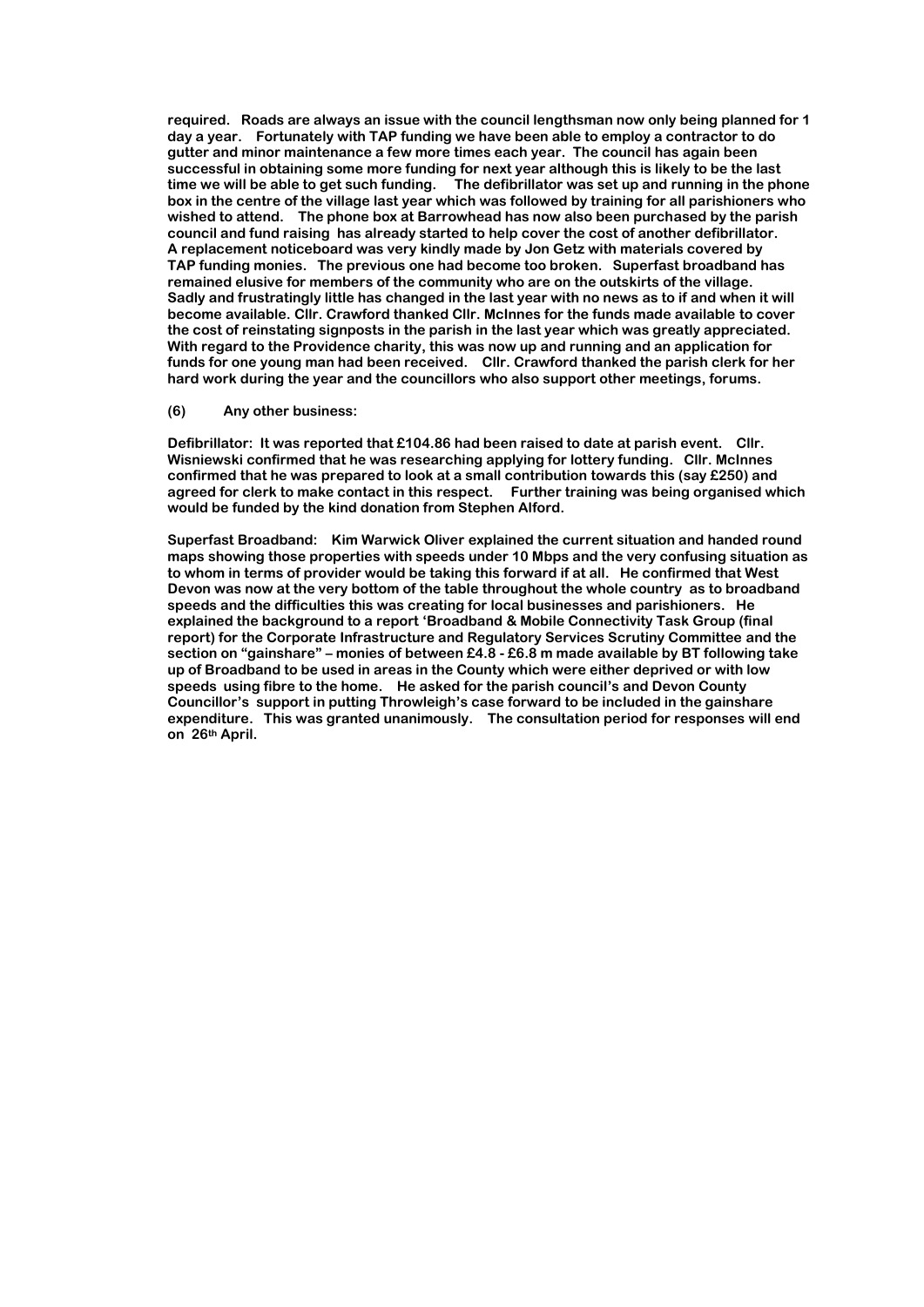**required. Roads are always an issue with the council lengthsman now only being planned for 1 day a year. Fortunately with TAP funding we have been able to employ a contractor to do gutter and minor maintenance a few more times each year. The council has again been successful in obtaining some more funding for next year although this is likely to be the last time we will be able to get such funding. The defibrillator was set up and running in the phone box in the centre of the village last year which was followed by training for all parishioners who wished to attend. The phone box at Barrowhead has now also been purchased by the parish council and fund raising has already started to help cover the cost of another defibrillator. A replacement noticeboard was very kindly made by Jon Getz with materials covered by TAP funding monies. The previous one had become too broken. Superfast broadband has remained elusive for members of the community who are on the outskirts of the village. Sadly and frustratingly little has changed in the last year with no news as to if and when it will become available. Cllr. Crawford thanked Cllr. McInnes for the funds made available to cover the cost of reinstating signposts in the parish in the last year which was greatly appreciated. With regard to the Providence charity, this was now up and running and an application for funds for one young man had been received. Cllr. Crawford thanked the parish clerk for her hard work during the year and the councillors who also support other meetings, forums.**

**(6) Any other business:**

**Defibrillator: It was reported that £104.86 had been raised to date at parish event. Cllr. Wisniewski confirmed that he was researching applying for lottery funding. Cllr. McInnes confirmed that he was prepared to look at a small contribution towards this (say £250) and agreed for clerk to make contact in this respect. Further training was being organised which would be funded by the kind donation from Stephen Alford.**

**Superfast Broadband: Kim Warwick Oliver explained the current situation and handed round maps showing those properties with speeds under 10 Mbps and the very confusing situation as to whom in terms of provider would be taking this forward if at all. He confirmed that West Devon was now at the very bottom of the table throughout the whole country as to broadband speeds and the difficulties this was creating for local businesses and parishioners. He explained the background to a report 'Broadband & Mobile Connectivity Task Group (final report) for the Corporate Infrastructure and Regulatory Services Scrutiny Committee and the section on "gainshare" – monies of between £4.8 - £6.8 m made available by BT following take up of Broadband to be used in areas in the County which were either deprived or with low speeds using fibre to the home. He asked for the parish council's and Devon County Councillor's support in putting Throwleigh's case forward to be included in the gainshare expenditure. This was granted unanimously. The consultation period for responses will end on 26th April.**